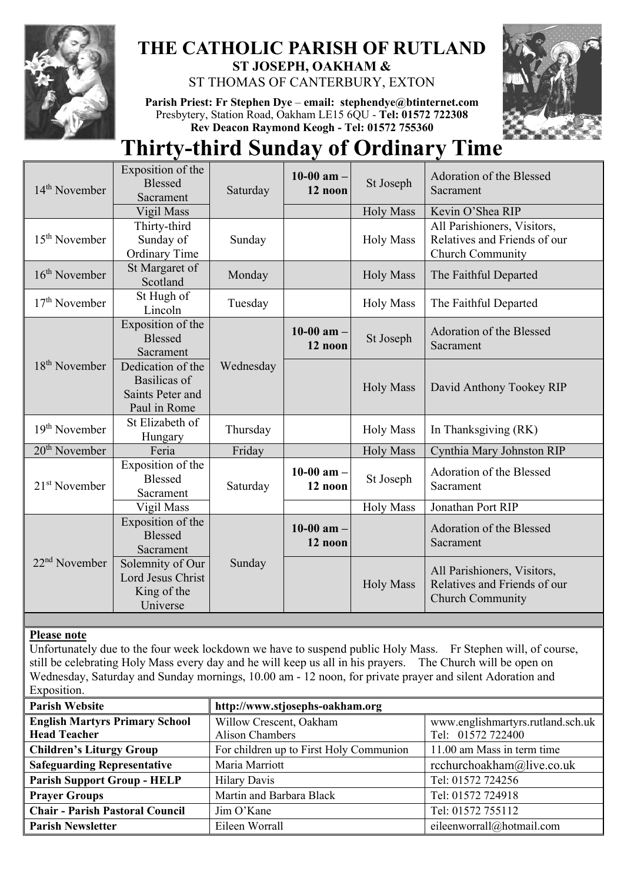# THE CATHOLIC PARISH OF RUTLAND

**ST JOSEPH, OAKHAM &**

ST THOMAS OF CANTERBURY, EXTON

**Parish Priest: Fr Stephen Dye** – **email: stephendye@btinternet.com**
Presbytery, Station Road, Oakham LE15 6QU - **Tel: 01572 722308**
**Rev Deacon Raymond Keogh - Tel: 01572 755360**

# Thirty-third Sunday of Ordinary Time

| | | | | | |
|---|---|---|---|---|---|
| 14th November | Exposition of the Blessed Sacrament | Saturday | **10-00 am – 12 noon** | St Joseph | Adoration of the Blessed Sacrament |
| | Vigil Mass | | | Holy Mass | Kevin O'Shea RIP |
| 15th November | Thirty-third Sunday of Ordinary Time | Sunday | | Holy Mass | All Parishioners, Visitors, Relatives and Friends of our Church Community |
| 16th November | St Margaret of Scotland | Monday | | Holy Mass | The Faithful Departed |
| 17th November | St Hugh of Lincoln | Tuesday | | Holy Mass | The Faithful Departed |
| 18th November | Exposition of the Blessed Sacrament | Wednesday | **10-00 am – 12 noon** | St Joseph | Adoration of the Blessed Sacrament |
| | Dedication of the Basilicas of Saints Peter and Paul in Rome | | | Holy Mass | David Anthony Tookey RIP |
| 19th November | St Elizabeth of Hungary | Thursday | | Holy Mass | In Thanksgiving (RK) |
| 20th November | Feria | Friday | | Holy Mass | Cynthia Mary Johnston RIP |
| 21st November | Exposition of the Blessed Sacrament | Saturday | **10-00 am – 12 noon** | St Joseph | Adoration of the Blessed Sacrament |
| | Vigil Mass | | | Holy Mass | Jonathan Port RIP |
| 22nd November | Exposition of the Blessed Sacrament | Sunday | **10-00 am – 12 noon** | | Adoration of the Blessed Sacrament |
| | Solemnity of Our Lord Jesus Christ King of the Universe | | | Holy Mass | All Parishioners, Visitors, Relatives and Friends of our Church Community |

**Please note**

Unfortunately due to the four week lockdown we have to suspend public Holy Mass. Fr Stephen will, of course, still be celebrating Holy Mass every day and he will keep us all in his prayers. The Church will be open on Wednesday, Saturday and Sunday mornings, 10.00 am - 12 noon, for private prayer and silent Adoration and Exposition.

| | | |
|---|---|---|
| **Parish Website** | **http://www.stjosephs-oakham.org** | |
| **English Martyrs Primary School Head Teacher** | Willow Crescent, Oakham Alison Chambers | www.englishmartyrs.rutland.sch.uk Tel: 01572 722400 |
| **Children's Liturgy Group** | For children up to First Holy Communion | 11.00 am Mass in term time |
| **Safeguarding Representative** | Maria Marriott | rcchurchoakham@live.co.uk |
| **Parish Support Group - HELP** | Hilary Davis | Tel: 01572 724256 |
| **Prayer Groups** | Martin and Barbara Black | Tel: 01572 724918 |
| **Chair - Parish Pastoral Council** | Jim O'Kane | Tel: 01572 755112 |
| **Parish Newsletter** | Eileen Worrall | eileenworrall@hotmail.com |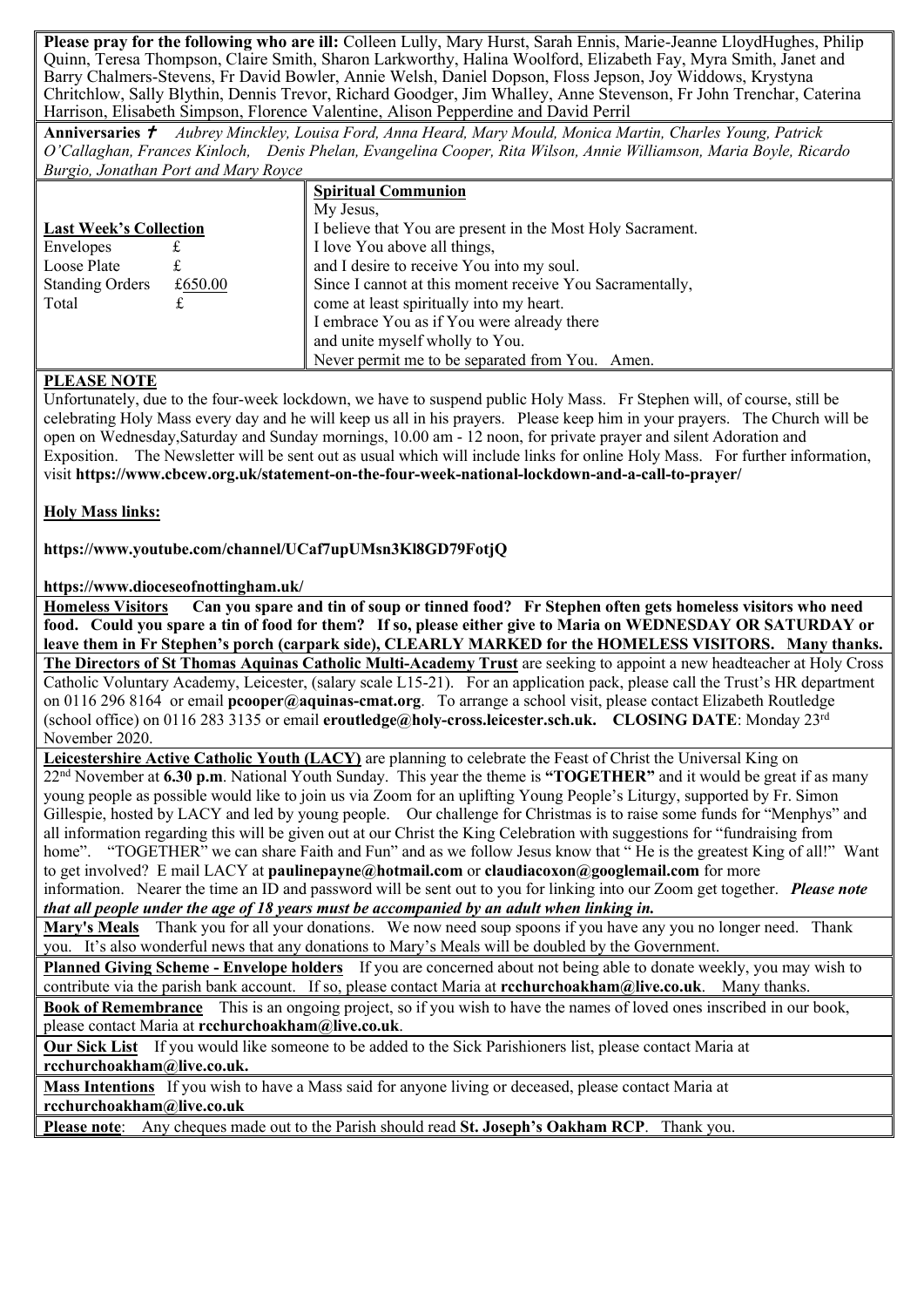**Please pray for the following who are ill:** Colleen Lully, Mary Hurst, Sarah Ennis, Marie-Jeanne LloydHughes, Philip Quinn, Teresa Thompson, Claire Smith, Sharon Larkworthy, Halina Woolford, Elizabeth Fay, Myra Smith, Janet and Barry Chalmers-Stevens, Fr David Bowler, Annie Welsh, Daniel Dopson, Floss Jepson, Joy Widdows, Krystyna Chritchlow, Sally Blythin, Dennis Trevor, Richard Goodger, Jim Whalley, Anne Stevenson, Fr John Trenchar, Caterina Harrison, Elisabeth Simpson, Florence Valentine, Alison Pepperdine and David Perril

**Anniversaries** ✝ *Aubrey Minckley, Louisa Ford, Anna Heard, Mary Mould, Monica Martin, Charles Young, Patrick O'Callaghan, Frances Kinloch, Denis Phelan, Evangelina Cooper, Rita Wilson, Annie Williamson, Maria Boyle, Ricardo Burgio, Jonathan Port and Mary Royce*

**Last Week's Collection**

| | |
|---|---|
| Envelopes | £ |
| Loose Plate | £ |
| Standing Orders | £650.00 |
| Total | £ |

**Spiritual Communion**

My Jesus,
I believe that You are present in the Most Holy Sacrament.
I love You above all things,
and I desire to receive You into my soul.
Since I cannot at this moment receive You Sacramentally,
come at least spiritually into my heart.
I embrace You as if You were already there
and unite myself wholly to You.
Never permit me to be separated from You. Amen.

**PLEASE NOTE**

Unfortunately, due to the four-week lockdown, we have to suspend public Holy Mass. Fr Stephen will, of course, still be celebrating Holy Mass every day and he will keep us all in his prayers. Please keep him in your prayers. The Church will be open on Wednesday,Saturday and Sunday mornings, 10.00 am - 12 noon, for private prayer and silent Adoration and Exposition. The Newsletter will be sent out as usual which will include links for online Holy Mass. For further information, visit **https://www.cbcew.org.uk/statement-on-the-four-week-national-lockdown-and-a-call-to-prayer/**

**Holy Mass links:**

**https://www.youtube.com/channel/UCaf7upUMsn3Kl8GD79FotjQ**

**https://www.dioceseofnottingham.uk/**

**Homeless Visitors Can you spare and tin of soup or tinned food? Fr Stephen often gets homeless visitors who need food. Could you spare a tin of food for them? If so, please either give to Maria on WEDNESDAY OR SATURDAY or leave them in Fr Stephen's porch (carpark side), CLEARLY MARKED for the HOMELESS VISITORS. Many thanks.**

**The Directors of St Thomas Aquinas Catholic Multi-Academy Trust** are seeking to appoint a new headteacher at Holy Cross Catholic Voluntary Academy, Leicester, (salary scale L15-21). For an application pack, please call the Trust's HR department on 0116 296 8164 or email **pcooper@aquinas-cmat.org**. To arrange a school visit, please contact Elizabeth Routledge (school office) on 0116 283 3135 or email **eroutledge@holy-cross.leicester.sch.uk. CLOSING DATE**: Monday 23rd November 2020.

**Leicestershire Active Catholic Youth (LACY)** are planning to celebrate the Feast of Christ the Universal King on 22nd November at **6.30 p.m**. National Youth Sunday. This year the theme is **"TOGETHER"** and it would be great if as many young people as possible would like to join us via Zoom for an uplifting Young People's Liturgy, supported by Fr. Simon Gillespie, hosted by LACY and led by young people. Our challenge for Christmas is to raise some funds for "Menphys" and all information regarding this will be given out at our Christ the King Celebration with suggestions for "fundraising from home". "TOGETHER" we can share Faith and Fun" and as we follow Jesus know that " He is the greatest King of all!" Want to get involved? E mail LACY at **paulinepayne@hotmail.com** or **claudiacoxon@googlemail.com** for more information. Nearer the time an ID and password will be sent out to you for linking into our Zoom get together. ***Please note that all people under the age of 18 years must be accompanied by an adult when linking in.***

**Mary's Meals** Thank you for all your donations. We now need soup spoons if you have any you no longer need. Thank you. It's also wonderful news that any donations to Mary's Meals will be doubled by the Government.

**Planned Giving Scheme - Envelope holders** If you are concerned about not being able to donate weekly, you may wish to contribute via the parish bank account. If so, please contact Maria at **rcchurchoakham@live.co.uk**. Many thanks.

**Book of Remembrance** This is an ongoing project, so if you wish to have the names of loved ones inscribed in our book, please contact Maria at **rcchurchoakham@live.co.uk**.

**Our Sick List** If you would like someone to be added to the Sick Parishioners list, please contact Maria at **rcchurchoakham@live.co.uk.**

**Mass Intentions** If you wish to have a Mass said for anyone living or deceased, please contact Maria at **rcchurchoakham@live.co.uk**

**Please note**: Any cheques made out to the Parish should read **St. Joseph's Oakham RCP**. Thank you.